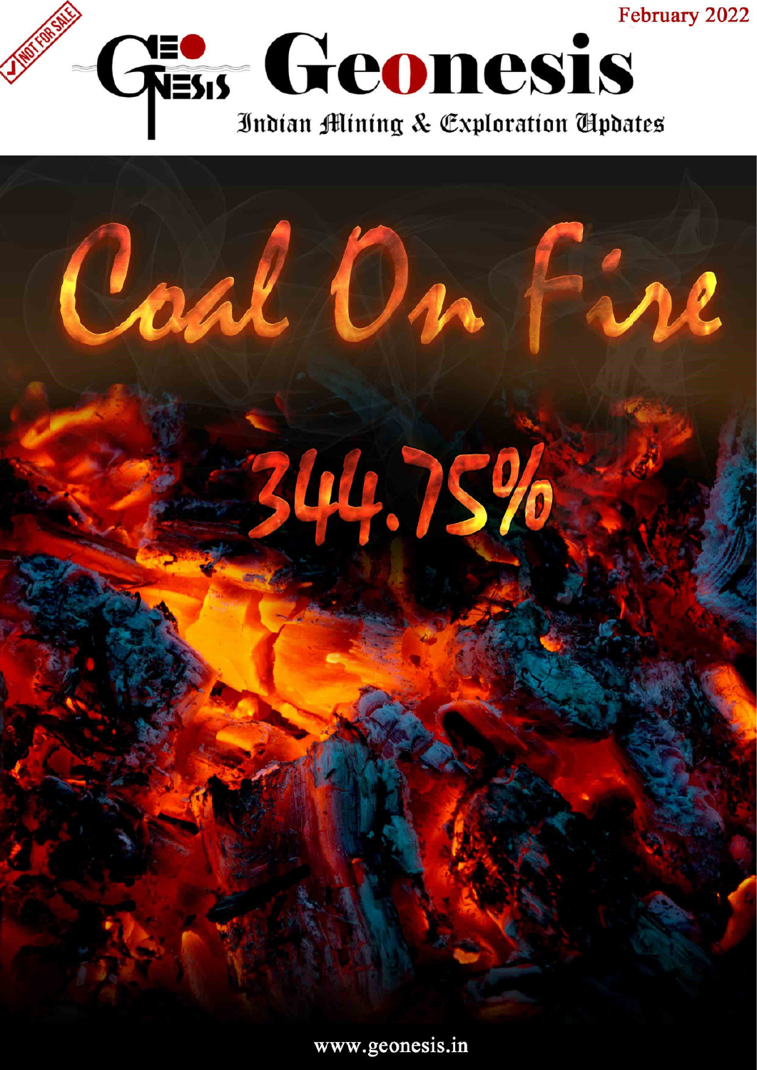NOT FOR SALE

February 2022

# Geonesis

Indian Mining & Exploration Updates

# Coal On Fire

344.75%

www.geonesis.in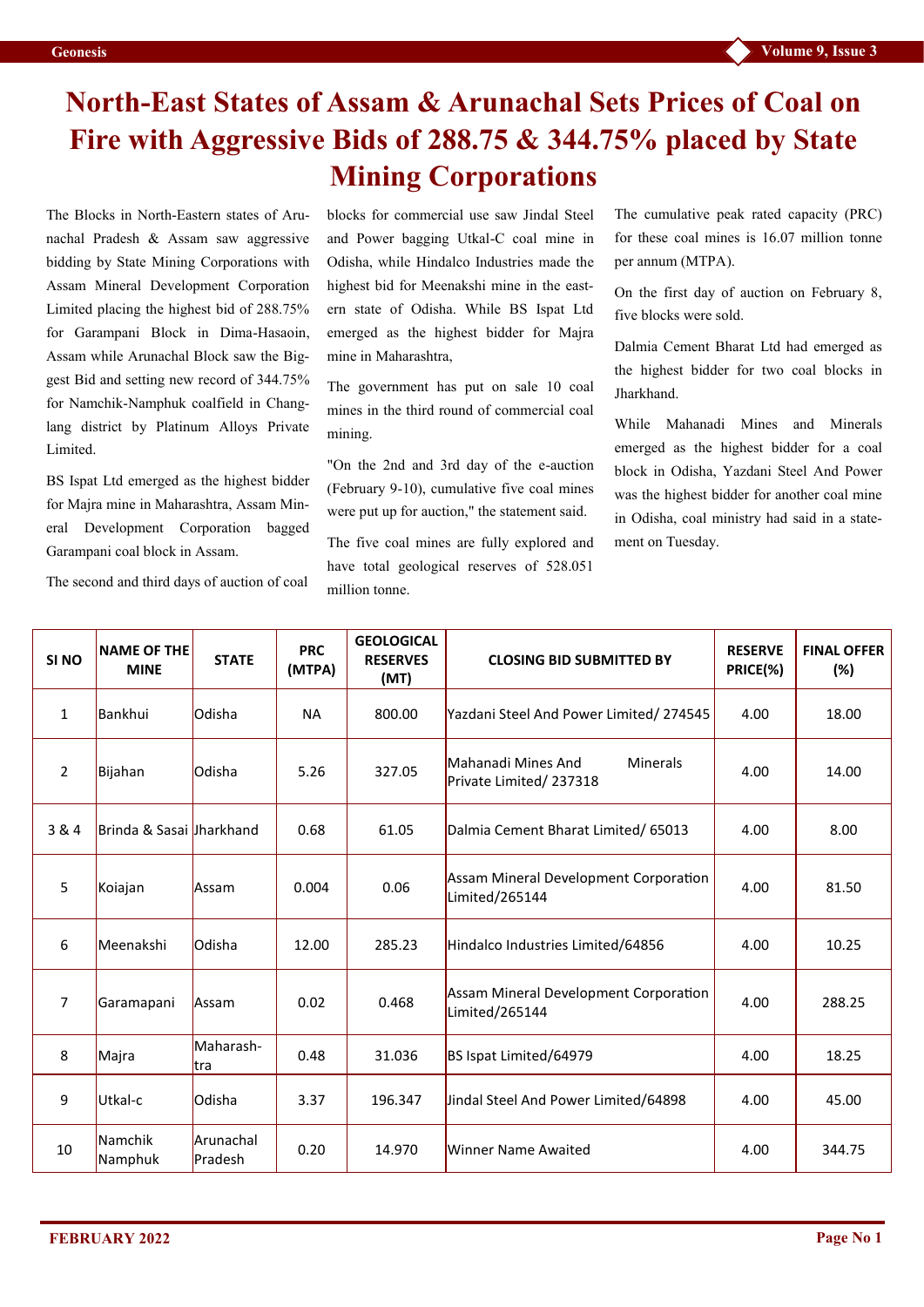# North-East States of Assam & Arunachal Sets Prices of Coal on Fire with Aggressive Bids of 288.75 & 344.75% placed by State Mining Corporations

The Blocks in North-Eastern states of Arunachal Pradesh & Assam saw aggressive bidding by State Mining Corporations with Assam Mineral Development Corporation Limited placing the highest bid of 288.75% for Garampani Block in Dima-Hasaoin, Assam while Arunachal Block saw the Biggest Bid and setting new record of 344.75% for Namchik-Namphuk coalfield in Changlang district by Platinum Alloys Private Limited.

BS Ispat Ltd emerged as the highest bidder for Majra mine in Maharashtra, Assam Mineral Development Corporation bagged Garampani coal block in Assam.

The second and third days of auction of coal blocks for commercial use saw Jindal Steel and Power bagging Utkal-C coal mine in Odisha, while Hindalco Industries made the highest bid for Meenakshi mine in the eastern state of Odisha. While BS Ispat Ltd emerged as the highest bidder for Majra mine in Maharashtra,

The government has put on sale 10 coal mines in the third round of commercial coal mining.

"On the 2nd and 3rd day of the e-auction (February 9-10), cumulative five coal mines were put up for auction," the statement said.

The five coal mines are fully explored and have total geological reserves of 528.051 million tonne.

The cumulative peak rated capacity (PRC) for these coal mines is 16.07 million tonne per annum (MTPA).

On the first day of auction on February 8, five blocks were sold.

Dalmia Cement Bharat Ltd had emerged as the highest bidder for two coal blocks in Jharkhand.

While Mahanadi Mines and Minerals emerged as the highest bidder for a coal block in Odisha, Yazdani Steel And Power was the highest bidder for another coal mine in Odisha, coal ministry had said in a statement on Tuesday.

| SI NO | NAME OF THE MINE | STATE | PRC (MTPA) | GEOLOGICAL RESERVES (MT) | CLOSING BID SUBMITTED BY | RESERVE PRICE(%) | FINAL OFFER (%) |
|---|---|---|---|---|---|---|---|
| 1 | Bankhui | Odisha | NA | 800.00 | Yazdani Steel And Power Limited/ 274545 | 4.00 | 18.00 |
| 2 | Bijahan | Odisha | 5.26 | 327.05 | Mahanadi Mines And Minerals Private Limited/ 237318 | 4.00 | 14.00 |
| 3 & 4 | Brinda & Sasai | Jharkhand | 0.68 | 61.05 | Dalmia Cement Bharat Limited/ 65013 | 4.00 | 8.00 |
| 5 | Koiajan | Assam | 0.004 | 0.06 | Assam Mineral Development Corporation Limited/265144 | 4.00 | 81.50 |
| 6 | Meenakshi | Odisha | 12.00 | 285.23 | Hindalco Industries Limited/64856 | 4.00 | 10.25 |
| 7 | Garamapani | Assam | 0.02 | 0.468 | Assam Mineral Development Corporation Limited/265144 | 4.00 | 288.25 |
| 8 | Majra | Maharashtra | 0.48 | 31.036 | BS Ispat Limited/64979 | 4.00 | 18.25 |
| 9 | Utkal-c | Odisha | 3.37 | 196.347 | Jindal Steel And Power Limited/64898 | 4.00 | 45.00 |
| 10 | Namchik Namphuk | Arunachal Pradesh | 0.20 | 14.970 | Winner Name Awaited | 4.00 | 344.75 |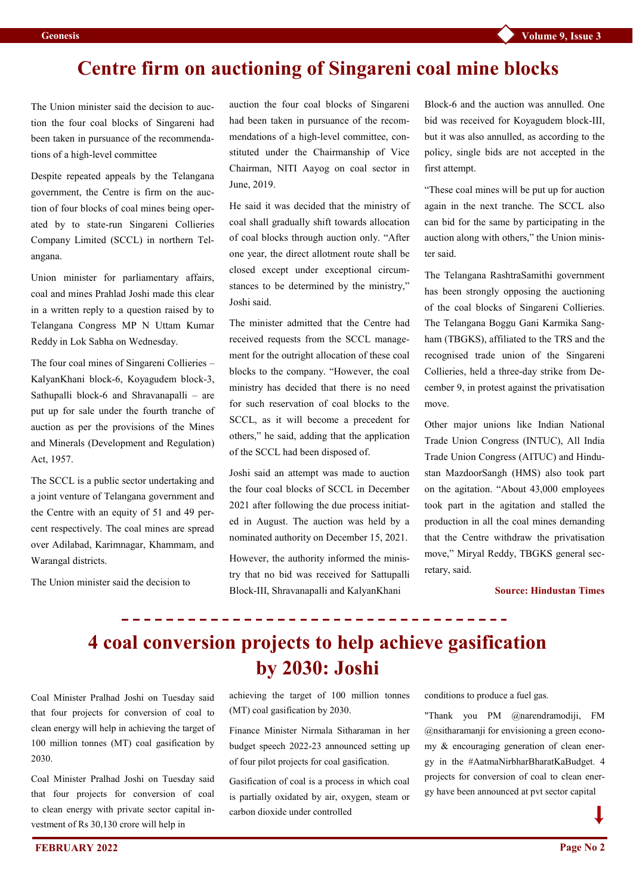# Centre firm on auctioning of Singareni coal mine blocks

The Union minister said the decision to auction the four coal blocks of Singareni had been taken in pursuance of the recommendations of a high-level committee

Despite repeated appeals by the Telangana government, the Centre is firm on the auction of four blocks of coal mines being operated by to state-run Singareni Collieries Company Limited (SCCL) in northern Telangana.

Union minister for parliamentary affairs, coal and mines Prahlad Joshi made this clear in a written reply to a question raised by to Telangana Congress MP N Uttam Kumar Reddy in Lok Sabha on Wednesday.

The four coal mines of Singareni Collieries – KalyanKhani block-6, Koyagudem block-3, Sathupalli block-6 and Shravanapalli – are put up for sale under the fourth tranche of auction as per the provisions of the Mines and Minerals (Development and Regulation) Act, 1957.

The SCCL is a public sector undertaking and a joint venture of Telangana government and the Centre with an equity of 51 and 49 percent respectively. The coal mines are spread over Adilabad, Karimnagar, Khammam, and Warangal districts.

The Union minister said the decision to auction the four coal blocks of Singareni had been taken in pursuance of the recommendations of a high-level committee, constituted under the Chairmanship of Vice Chairman, NITI Aayog on coal sector in June, 2019.

He said it was decided that the ministry of coal shall gradually shift towards allocation of coal blocks through auction only. "After one year, the direct allotment route shall be closed except under exceptional circumstances to be determined by the ministry," Joshi said.

The minister admitted that the Centre had received requests from the SCCL management for the outright allocation of these coal blocks to the company. "However, the coal ministry has decided that there is no need for such reservation of coal blocks to the SCCL, as it will become a precedent for others," he said, adding that the application of the SCCL had been disposed of.

Joshi said an attempt was made to auction the four coal blocks of SCCL in December 2021 after following the due process initiated in August. The auction was held by a nominated authority on December 15, 2021.

However, the authority informed the ministry that no bid was received for Sattupalli Block-III, Shravanapalli and KalyanKhani Block-6 and the auction was annulled. One bid was received for Koyagudem block-III, but it was also annulled, as according to the policy, single bids are not accepted in the first attempt.

"These coal mines will be put up for auction again in the next tranche. The SCCL also can bid for the same by participating in the auction along with others," the Union minister said.

The Telangana RashtraSamithi government has been strongly opposing the auctioning of the coal blocks of Singareni Collieries. The Telangana Boggu Gani Karmika Sangham (TBGKS), affiliated to the TRS and the recognised trade union of the Singareni Collieries, held a three-day strike from December 9, in protest against the privatisation move.

Other major unions like Indian National Trade Union Congress (INTUC), All India Trade Union Congress (AITUC) and Hindustan MazdoorSangh (HMS) also took part on the agitation. "About 43,000 employees took part in the agitation and stalled the production in all the coal mines demanding that the Centre withdraw the privatisation move," Miryal Reddy, TBGKS general secretary, said.

**Source: Hindustan Times**

# 4 coal conversion projects to help achieve gasification by 2030: Joshi

Coal Minister Pralhad Joshi on Tuesday said that four projects for conversion of coal to clean energy will help in achieving the target of 100 million tonnes (MT) coal gasification by 2030.

Coal Minister Pralhad Joshi on Tuesday said that four projects for conversion of coal to clean energy with private sector capital investment of Rs 30,130 crore will help in achieving the target of 100 million tonnes (MT) coal gasification by 2030.

Finance Minister Nirmala Sitharaman in her budget speech 2022-23 announced setting up of four pilot projects for coal gasification.

Gasification of coal is a process in which coal is partially oxidated by air, oxygen, steam or carbon dioxide under controlled conditions to produce a fuel gas.

"Thank you PM @narendramodiji, FM @nsitharamanji for envisioning a green economy & encouraging generation of clean energy in the #AatmaNirbharBharatKaBudget. 4 projects for conversion of coal to clean energy have been announced at pvt sector capital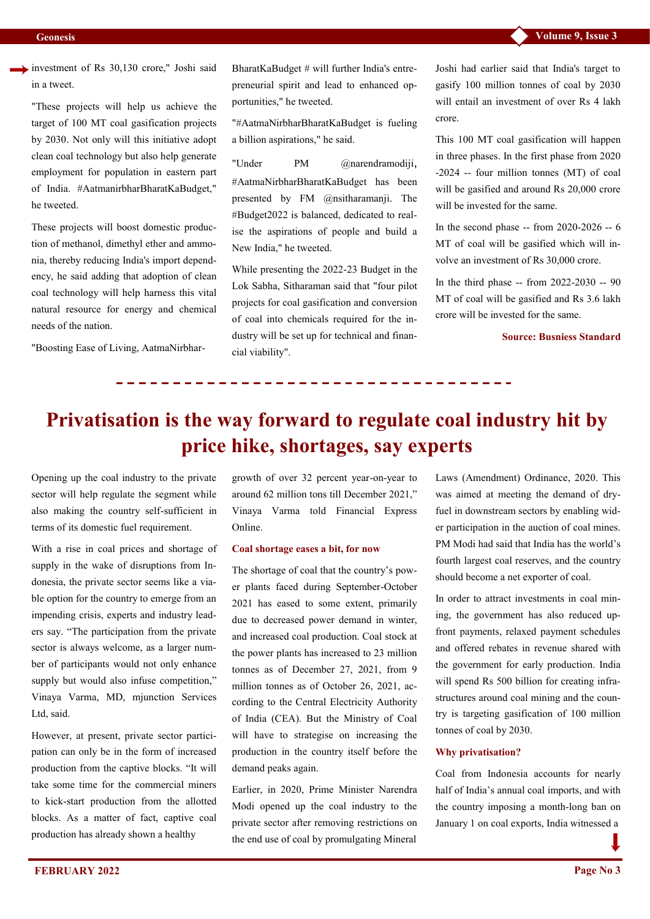investment of Rs 30,130 crore," Joshi said in a tweet.

"These projects will help us achieve the target of 100 MT coal gasification projects by 2030. Not only will this initiative adopt clean coal technology but also help generate employment for population in eastern part of India. #AatmanirbharBharatKaBudget," he tweeted.

These projects will boost domestic production of methanol, dimethyl ether and ammonia, thereby reducing India's import dependency, he said adding that adoption of clean coal technology will help harness this vital natural resource for energy and chemical needs of the nation.

"Boosting Ease of Living, AatmaNirbharBharatKaBudget # will further India's entrepreneurial spirit and lead to enhanced opportunities," he tweeted.

"#AatmaNirbharBharatKaBudget is fueling a billion aspirations," he said.

"Under PM @narendramodiji, #AatmaNirbharBharatKaBudget has been presented by FM @nsitharamanji. The #Budget2022 is balanced, dedicated to realise the aspirations of people and build a New India," he tweeted.

While presenting the 2022-23 Budget in the Lok Sabha, Sitharaman said that "four pilot projects for coal gasification and conversion of coal into chemicals required for the industry will be set up for technical and financial viability".

Joshi had earlier said that India's target to gasify 100 million tonnes of coal by 2030 will entail an investment of over Rs 4 lakh crore.

This 100 MT coal gasification will happen in three phases. In the first phase from 2020-2024 -- four million tonnes (MT) of coal will be gasified and around Rs 20,000 crore will be invested for the same.

In the second phase -- from 2020-2026 -- 6 MT of coal will be gasified which will involve an investment of Rs 30,000 crore.

In the third phase -- from 2022-2030 -- 90 MT of coal will be gasified and Rs 3.6 lakh crore will be invested for the same.

**Source: Busniess Standard**

# Privatisation is the way forward to regulate coal industry hit by price hike, shortages, say experts

Opening up the coal industry to the private sector will help regulate the segment while also making the country self-sufficient in terms of its domestic fuel requirement.

With a rise in coal prices and shortage of supply in the wake of disruptions from Indonesia, the private sector seems like a viable option for the country to emerge from an impending crisis, experts and industry leaders say. "The participation from the private sector is always welcome, as a larger number of participants would not only enhance supply but would also infuse competition," Vinaya Varma, MD, mjunction Services Ltd, said.

However, at present, private sector participation can only be in the form of increased production from the captive blocks. "It will take some time for the commercial miners to kick-start production from the allotted blocks. As a matter of fact, captive coal production has already shown a healthy growth of over 32 percent year-on-year to around 62 million tons till December 2021," Vinaya Varma told Financial Express Online.

### Coal shortage eases a bit, for now

The shortage of coal that the country's power plants faced during September-October 2021 has eased to some extent, primarily due to decreased power demand in winter, and increased coal production. Coal stock at the power plants has increased to 23 million tonnes as of December 27, 2021, from 9 million tonnes as of October 26, 2021, according to the Central Electricity Authority of India (CEA). But the Ministry of Coal will have to strategise on increasing the production in the country itself before the demand peaks again.

Earlier, in 2020, Prime Minister Narendra Modi opened up the coal industry to the private sector after removing restrictions on the end use of coal by promulgating Mineral Laws (Amendment) Ordinance, 2020. This was aimed at meeting the demand of dry-fuel in downstream sectors by enabling wider participation in the auction of coal mines. PM Modi had said that India has the world's fourth largest coal reserves, and the country should become a net exporter of coal.

In order to attract investments in coal mining, the government has also reduced upfront payments, relaxed payment schedules and offered rebates in revenue shared with the government for early production. India will spend Rs 500 billion for creating infrastructures around coal mining and the country is targeting gasification of 100 million tonnes of coal by 2030.

### Why privatisation?

Coal from Indonesia accounts for nearly half of India's annual coal imports, and with the country imposing a month-long ban on January 1 on coal exports, India witnessed a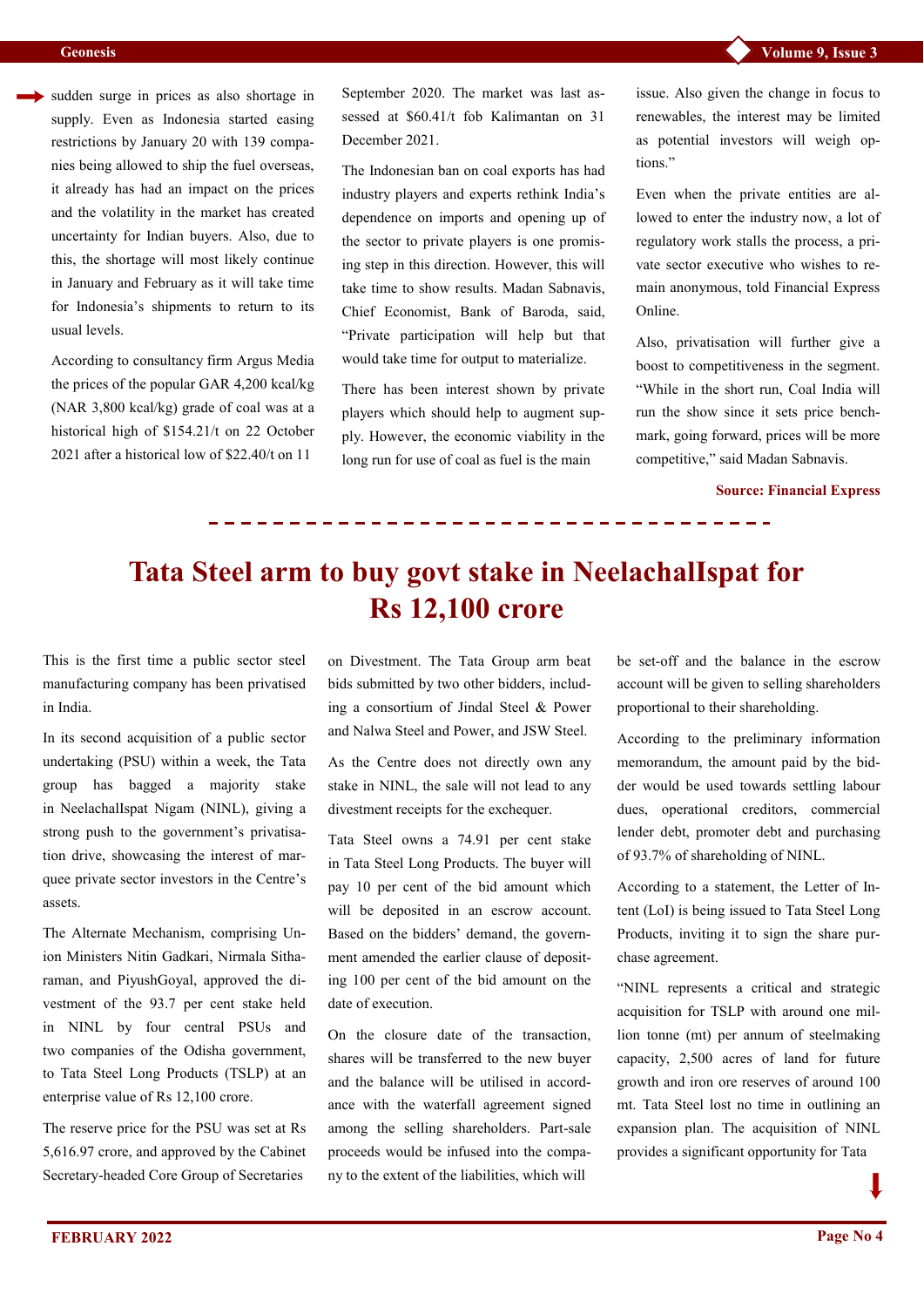sudden surge in prices as also shortage in supply. Even as Indonesia started easing restrictions by January 20 with 139 companies being allowed to ship the fuel overseas, it already has had an impact on the prices and the volatility in the market has created uncertainty for Indian buyers. Also, due to this, the shortage will most likely continue in January and February as it will take time for Indonesia's shipments to return to its usual levels.

According to consultancy firm Argus Media the prices of the popular GAR 4,200 kcal/kg (NAR 3,800 kcal/kg) grade of coal was at a historical high of $154.21/t on 22 October 2021 after a historical low of $22.40/t on 11 September 2020. The market was last assessed at $60.41/t fob Kalimantan on 31 December 2021.

The Indonesian ban on coal exports has had industry players and experts rethink India's dependence on imports and opening up of the sector to private players is one promising step in this direction. However, this will take time to show results. Madan Sabnavis, Chief Economist, Bank of Baroda, said, "Private participation will help but that would take time for output to materialize.

There has been interest shown by private players which should help to augment supply. However, the economic viability in the long run for use of coal as fuel is the main issue. Also given the change in focus to renewables, the interest may be limited as potential investors will weigh options."

Even when the private entities are allowed to enter the industry now, a lot of regulatory work stalls the process, a private sector executive who wishes to remain anonymous, told Financial Express Online.

Also, privatisation will further give a boost to competitiveness in the segment. "While in the short run, Coal India will run the show since it sets price benchmark, going forward, prices will be more competitive," said Madan Sabnavis.

**Source: Financial Express**

# Tata Steel arm to buy govt stake in NeelachalIspat for Rs 12,100 crore

This is the first time a public sector steel manufacturing company has been privatised in India.

In its second acquisition of a public sector undertaking (PSU) within a week, the Tata group has bagged a majority stake in NeelachalIspat Nigam (NINL), giving a strong push to the government's privatisation drive, showcasing the interest of marquee private sector investors in the Centre's assets.

The Alternate Mechanism, comprising Union Ministers Nitin Gadkari, Nirmala Sitharaman, and PiyushGoyal, approved the divestment of the 93.7 per cent stake held in NINL by four central PSUs and two companies of the Odisha government, to Tata Steel Long Products (TSLP) at an enterprise value of Rs 12,100 crore.

The reserve price for the PSU was set at Rs 5,616.97 crore, and approved by the Cabinet Secretary-headed Core Group of Secretaries on Divestment. The Tata Group arm beat bids submitted by two other bidders, including a consortium of Jindal Steel & Power and Nalwa Steel and Power, and JSW Steel.

As the Centre does not directly own any stake in NINL, the sale will not lead to any divestment receipts for the exchequer.

Tata Steel owns a 74.91 per cent stake in Tata Steel Long Products. The buyer will pay 10 per cent of the bid amount which will be deposited in an escrow account. Based on the bidders' demand, the government amended the earlier clause of depositing 100 per cent of the bid amount on the date of execution.

On the closure date of the transaction, shares will be transferred to the new buyer and the balance will be utilised in accordance with the waterfall agreement signed among the selling shareholders. Part-sale proceeds would be infused into the company to the extent of the liabilities, which will be set-off and the balance in the escrow account will be given to selling shareholders proportional to their shareholding.

According to the preliminary information memorandum, the amount paid by the bidder would be used towards settling labour dues, operational creditors, commercial lender debt, promoter debt and purchasing of 93.7% of shareholding of NINL.

According to a statement, the Letter of Intent (LoI) is being issued to Tata Steel Long Products, inviting it to sign the share purchase agreement.

"NINL represents a critical and strategic acquisition for TSLP with around one million tonne (mt) per annum of steelmaking capacity, 2,500 acres of land for future growth and iron ore reserves of around 100 mt. Tata Steel lost no time in outlining an expansion plan. The acquisition of NINL provides a significant opportunity for Tata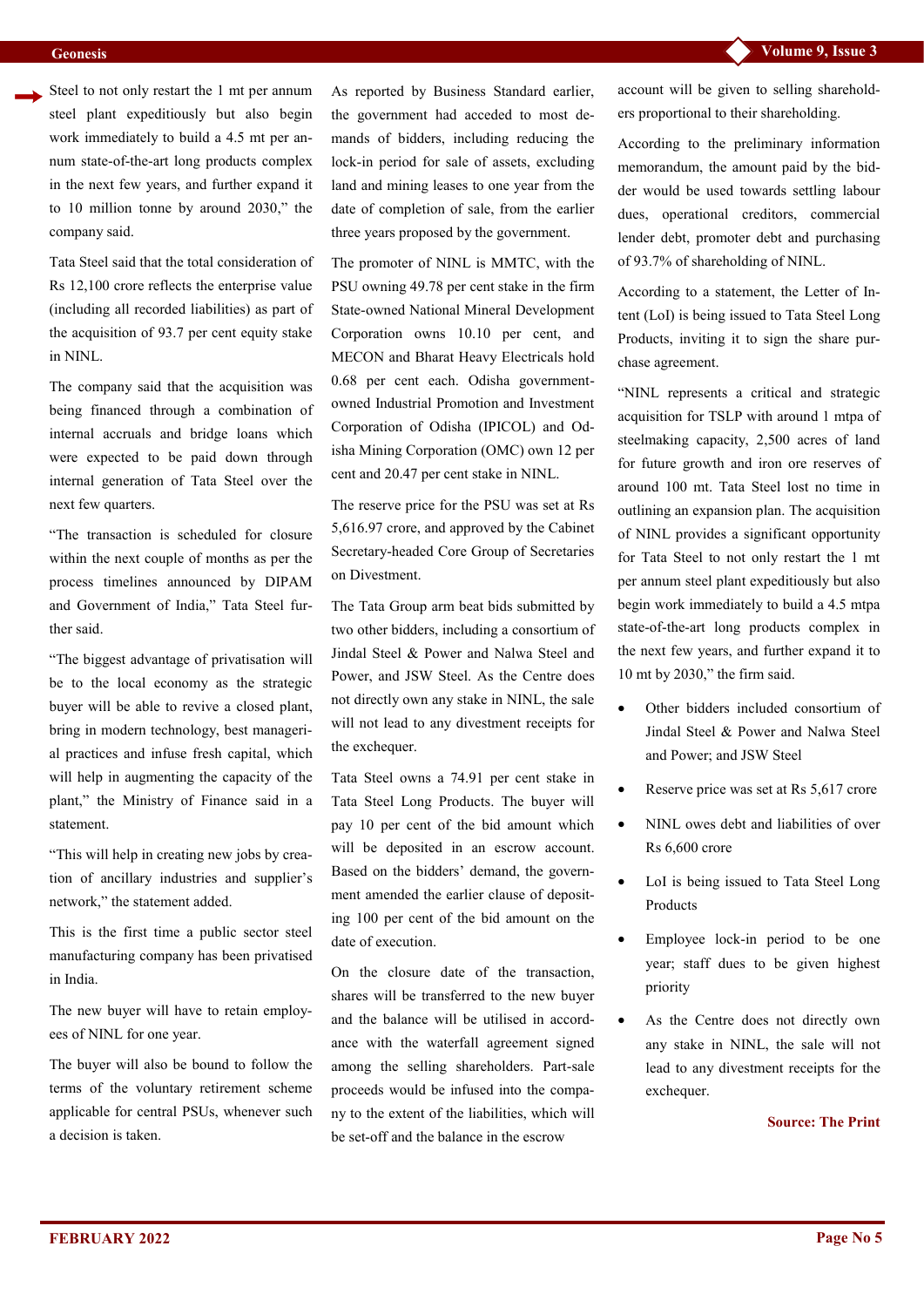Steel to not only restart the 1 mt per annum steel plant expeditiously but also begin work immediately to build a 4.5 mt per annum state-of-the-art long products complex in the next few years, and further expand it to 10 million tonne by around 2030," the company said.

Tata Steel said that the total consideration of Rs 12,100 crore reflects the enterprise value (including all recorded liabilities) as part of the acquisition of 93.7 per cent equity stake in NINL.

The company said that the acquisition was being financed through a combination of internal accruals and bridge loans which were expected to be paid down through internal generation of Tata Steel over the next few quarters.

"The transaction is scheduled for closure within the next couple of months as per the process timelines announced by DIPAM and Government of India," Tata Steel further said.

"The biggest advantage of privatisation will be to the local economy as the strategic buyer will be able to revive a closed plant, bring in modern technology, best managerial practices and infuse fresh capital, which will help in augmenting the capacity of the plant," the Ministry of Finance said in a statement.

"This will help in creating new jobs by creation of ancillary industries and supplier's network," the statement added.

This is the first time a public sector steel manufacturing company has been privatised in India.

The new buyer will have to retain employees of NINL for one year.

The buyer will also be bound to follow the terms of the voluntary retirement scheme applicable for central PSUs, whenever such a decision is taken.

As reported by Business Standard earlier, the government had acceded to most demands of bidders, including reducing the lock-in period for sale of assets, excluding land and mining leases to one year from the date of completion of sale, from the earlier three years proposed by the government.

The promoter of NINL is MMTC, with the PSU owning 49.78 per cent stake in the firm State-owned National Mineral Development Corporation owns 10.10 per cent, and MECON and Bharat Heavy Electricals hold 0.68 per cent each. Odisha government-owned Industrial Promotion and Investment Corporation of Odisha (IPICOL) and Odisha Mining Corporation (OMC) own 12 per cent and 20.47 per cent stake in NINL.

The reserve price for the PSU was set at Rs 5,616.97 crore, and approved by the Cabinet Secretary-headed Core Group of Secretaries on Divestment.

The Tata Group arm beat bids submitted by two other bidders, including a consortium of Jindal Steel & Power and Nalwa Steel and Power, and JSW Steel. As the Centre does not directly own any stake in NINL, the sale will not lead to any divestment receipts for the exchequer.

Tata Steel owns a 74.91 per cent stake in Tata Steel Long Products. The buyer will pay 10 per cent of the bid amount which will be deposited in an escrow account. Based on the bidders' demand, the government amended the earlier clause of depositing 100 per cent of the bid amount on the date of execution.

On the closure date of the transaction, shares will be transferred to the new buyer and the balance will be utilised in accordance with the waterfall agreement signed among the selling shareholders. Part-sale proceeds would be infused into the company to the extent of the liabilities, which will be set-off and the balance in the escrow account will be given to selling shareholders proportional to their shareholding.

According to the preliminary information memorandum, the amount paid by the bidder would be used towards settling labour dues, operational creditors, commercial lender debt, promoter debt and purchasing of 93.7% of shareholding of NINL.

According to a statement, the Letter of Intent (LoI) is being issued to Tata Steel Long Products, inviting it to sign the share purchase agreement.

"NINL represents a critical and strategic acquisition for TSLP with around 1 mtpa of steelmaking capacity, 2,500 acres of land for future growth and iron ore reserves of around 100 mt. Tata Steel lost no time in outlining an expansion plan. The acquisition of NINL provides a significant opportunity for Tata Steel to not only restart the 1 mt per annum steel plant expeditiously but also begin work immediately to build a 4.5 mtpa state-of-the-art long products complex in the next few years, and further expand it to 10 mt by 2030," the firm said.

- Other bidders included consortium of Jindal Steel & Power and Nalwa Steel and Power; and JSW Steel
- Reserve price was set at Rs 5,617 crore
- NINL owes debt and liabilities of over Rs 6,600 crore
- LoI is being issued to Tata Steel Long Products
- Employee lock-in period to be one year; staff dues to be given highest priority
- As the Centre does not directly own any stake in NINL, the sale will not lead to any divestment receipts for the exchequer.

**Source: The Print**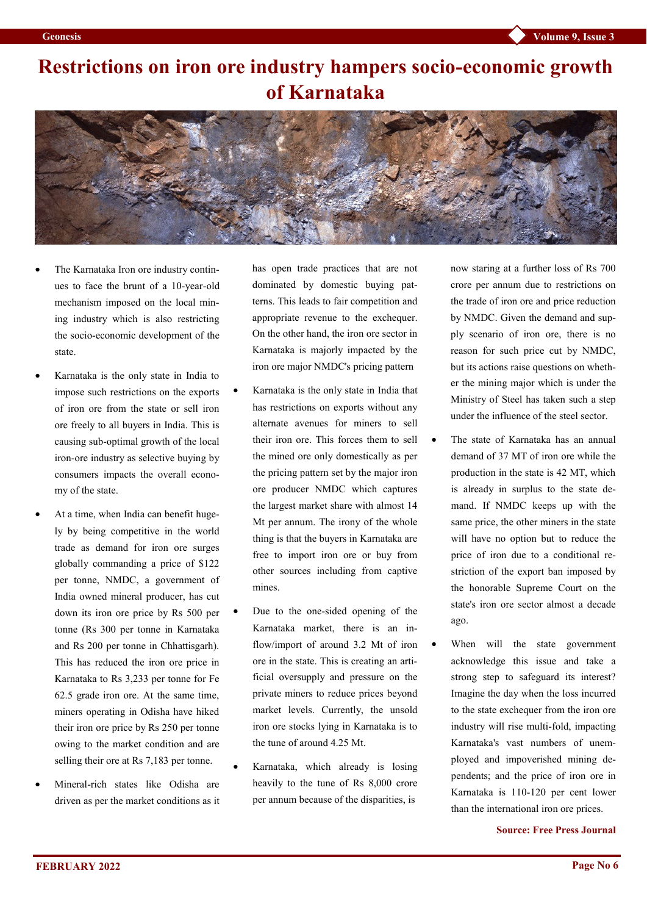# Restrictions on iron ore industry hampers socio-economic growth of Karnataka

- The Karnataka Iron ore industry continues to face the brunt of a 10-year-old mechanism imposed on the local mining industry which is also restricting the socio-economic development of the state.
- Karnataka is the only state in India to impose such restrictions on the exports of iron ore from the state or sell iron ore freely to all buyers in India. This is causing sub-optimal growth of the local iron-ore industry as selective buying by consumers impacts the overall economy of the state.
- At a time, when India can benefit hugely by being competitive in the world trade as demand for iron ore surges globally commanding a price of $122 per tonne, NMDC, a government of India owned mineral producer, has cut down its iron ore price by Rs 500 per tonne (Rs 300 per tonne in Karnataka and Rs 200 per tonne in Chhattisgarh). This has reduced the iron ore price in Karnataka to Rs 3,233 per tonne for Fe 62.5 grade iron ore. At the same time, miners operating in Odisha have hiked their iron ore price by Rs 250 per tonne owing to the market condition and are selling their ore at Rs 7,183 per tonne.
- Mineral-rich states like Odisha are driven as per the market conditions as it has open trade practices that are not dominated by domestic buying patterns. This leads to fair competition and appropriate revenue to the exchequer. On the other hand, the iron ore sector in Karnataka is majorly impacted by the iron ore major NMDC's pricing pattern
- Karnataka is the only state in India that has restrictions on exports without any alternate avenues for miners to sell their iron ore. This forces them to sell the mined ore only domestically as per the pricing pattern set by the major iron ore producer NMDC which captures the largest market share with almost 14 Mt per annum. The irony of the whole thing is that the buyers in Karnataka are free to import iron ore or buy from other sources including from captive mines.
- Due to the one-sided opening of the Karnataka market, there is an inflow/import of around 3.2 Mt of iron ore in the state. This is creating an artificial oversupply and pressure on the private miners to reduce prices beyond market levels. Currently, the unsold iron ore stocks lying in Karnataka is to the tune of around 4.25 Mt.
- Karnataka, which already is losing heavily to the tune of Rs 8,000 crore per annum because of the disparities, is now staring at a further loss of Rs 700 crore per annum due to restrictions on the trade of iron ore and price reduction by NMDC. Given the demand and supply scenario of iron ore, there is no reason for such price cut by NMDC, but its actions raise questions on whether the mining major which is under the Ministry of Steel has taken such a step under the influence of the steel sector.
- The state of Karnataka has an annual demand of 37 MT of iron ore while the production in the state is 42 MT, which is already in surplus to the state demand. If NMDC keeps up with the same price, the other miners in the state will have no option but to reduce the price of iron due to a conditional restriction of the export ban imposed by the honorable Supreme Court on the state's iron ore sector almost a decade ago.
- When will the state government acknowledge this issue and take a strong step to safeguard its interest? Imagine the day when the loss incurred to the state exchequer from the iron ore industry will rise multi-fold, impacting Karnataka's vast numbers of unemployed and impoverished mining dependents; and the price of iron ore in Karnataka is 110-120 per cent lower than the international iron ore prices.

**Source: Free Press Journal**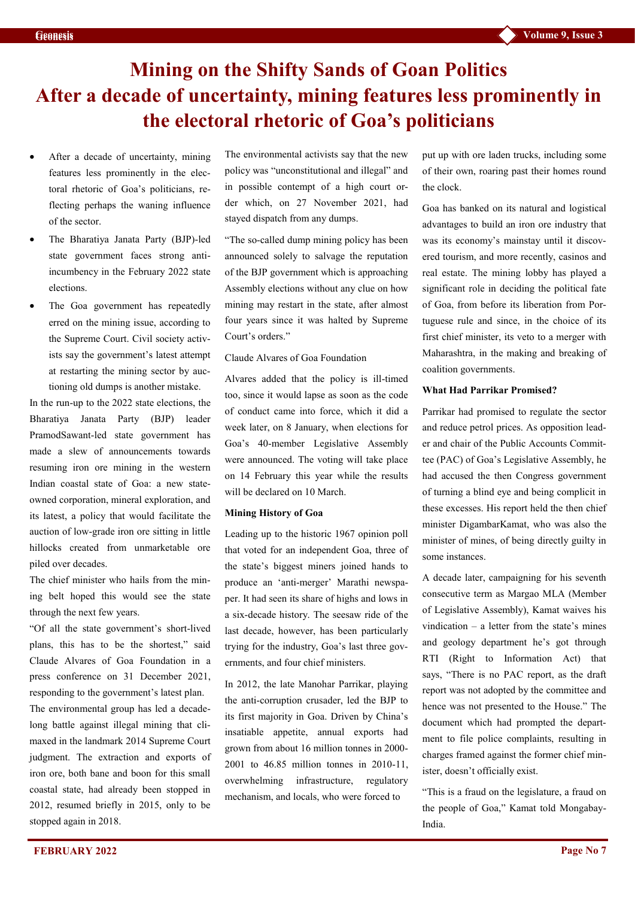# Mining on the Shifty Sands of Goan Politics

# After a decade of uncertainty, mining features less prominently in the electoral rhetoric of Goa's politicians

- After a decade of uncertainty, mining features less prominently in the electoral rhetoric of Goa's politicians, reflecting perhaps the waning influence of the sector.
- The Bharatiya Janata Party (BJP)-led state government faces strong anti-incumbency in the February 2022 state elections.
- The Goa government has repeatedly erred on the mining issue, according to the Supreme Court. Civil society activists say the government's latest attempt at restarting the mining sector by auctioning old dumps is another mistake.

In the run-up to the 2022 state elections, the Bharatiya Janata Party (BJP) leader PramodSawant-led state government has made a slew of announcements towards resuming iron ore mining in the western Indian coastal state of Goa: a new state-owned corporation, mineral exploration, and its latest, a policy that would facilitate the auction of low-grade iron ore sitting in little hillocks created from unmarketable ore piled over decades.

The chief minister who hails from the mining belt hoped this would see the state through the next few years.

"Of all the state government's short-lived plans, this has to be the shortest," said Claude Alvares of Goa Foundation in a press conference on 31 December 2021, responding to the government's latest plan.

The environmental group has led a decade-long battle against illegal mining that climaxed in the landmark 2014 Supreme Court judgment. The extraction and exports of iron ore, both bane and boon for this small coastal state, had already been stopped in 2012, resumed briefly in 2015, only to be stopped again in 2018.

The environmental activists say that the new policy was "unconstitutional and illegal" and in possible contempt of a high court order which, on 27 November 2021, had stayed dispatch from any dumps.

"The so-called dump mining policy has been announced solely to salvage the reputation of the BJP government which is approaching Assembly elections without any clue on how mining may restart in the state, after almost four years since it was halted by Supreme Court's orders."

Claude Alvares of Goa Foundation

Alvares added that the policy is ill-timed too, since it would lapse as soon as the code of conduct came into force, which it did a week later, on 8 January, when elections for Goa's 40-member Legislative Assembly were announced. The voting will take place on 14 February this year while the results will be declared on 10 March.

**Mining History of Goa**

Leading up to the historic 1967 opinion poll that voted for an independent Goa, three of the state's biggest miners joined hands to produce an 'anti-merger' Marathi newspaper. It had seen its share of highs and lows in a six-decade history. The seesaw ride of the last decade, however, has been particularly trying for the industry, Goa's last three governments, and four chief ministers.

In 2012, the late Manohar Parrikar, playing the anti-corruption crusader, led the BJP to its first majority in Goa. Driven by China's insatiable appetite, annual exports had grown from about 16 million tonnes in 2000-2001 to 46.85 million tonnes in 2010-11, overwhelming infrastructure, regulatory mechanism, and locals, who were forced to put up with ore laden trucks, including some of their own, roaring past their homes round the clock.

Goa has banked on its natural and logistical advantages to build an iron ore industry that was its economy's mainstay until it discovered tourism, and more recently, casinos and real estate. The mining lobby has played a significant role in deciding the political fate of Goa, from before its liberation from Portuguese rule and since, in the choice of its first chief minister, its veto to a merger with Maharashtra, in the making and breaking of coalition governments.

**What Had Parrikar Promised?**

Parrikar had promised to regulate the sector and reduce petrol prices. As opposition leader and chair of the Public Accounts Committee (PAC) of Goa's Legislative Assembly, he had accused the then Congress government of turning a blind eye and being complicit in these excesses. His report held the then chief minister DigambarKamat, who was also the minister of mines, of being directly guilty in some instances.

A decade later, campaigning for his seventh consecutive term as Margao MLA (Member of Legislative Assembly), Kamat waives his vindication – a letter from the state's mines and geology department he's got through RTI (Right to Information Act) that says, "There is no PAC report, as the draft report was not adopted by the committee and hence was not presented to the House." The document which had prompted the department to file police complaints, resulting in charges framed against the former chief minister, doesn't officially exist.

"This is a fraud on the legislature, a fraud on the people of Goa," Kamat told Mongabay-India.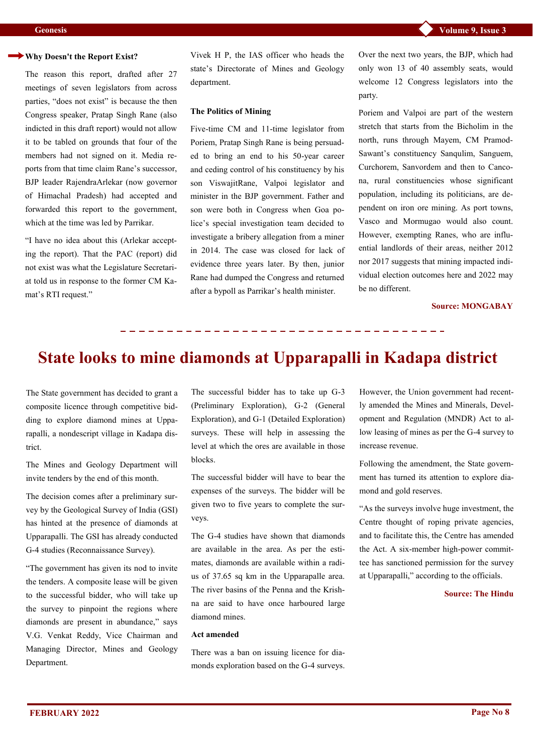### Why Doesn't the Report Exist?

The reason this report, drafted after 27 meetings of seven legislators from across parties, "does not exist" is because the then Congress speaker, Pratap Singh Rane (also indicted in this draft report) would not allow it to be tabled on grounds that four of the members had not signed on it. Media reports from that time claim Rane's successor, BJP leader RajendraArlekar (now governor of Himachal Pradesh) had accepted and forwarded this report to the government, which at the time was led by Parrikar.

"I have no idea about this (Arlekar accepting the report). That the PAC (report) did not exist was what the Legislature Secretariat told us in response to the former CM Kamat's RTI request."

Vivek H P, the IAS officer who heads the state's Directorate of Mines and Geology department.

**The Politics of Mining**

Five-time CM and 11-time legislator from Poriem, Pratap Singh Rane is being persuaded to bring an end to his 50-year career and ceding control of his constituency by his son ViswajitRane, Valpoi legislator and minister in the BJP government. Father and son were both in Congress when Goa police's special investigation team decided to investigate a bribery allegation from a miner in 2014. The case was closed for lack of evidence three years later. By then, junior Rane had dumped the Congress and returned after a bypoll as Parrikar's health minister.

Over the next two years, the BJP, which had only won 13 of 40 assembly seats, would welcome 12 Congress legislators into the party.

Poriem and Valpoi are part of the western stretch that starts from the Bicholim in the north, runs through Mayem, CM Pramod-Sawant's constituency Sanqulim, Sanguem, Curchorem, Sanvordem and then to Canco-na, rural constituencies whose significant population, including its politicians, are dependent on iron ore mining. As port towns, Vasco and Mormugao would also count. However, exempting Ranes, who are influential landlords of their areas, neither 2012 nor 2017 suggests that mining impacted individual election outcomes here and 2022 may be no different.

**Source: MONGABAY**

# State looks to mine diamonds at Upparapalli in Kadapa district

The State government has decided to grant a composite licence through competitive bidding to explore diamond mines at Upparapalli, a nondescript village in Kadapa district.

The Mines and Geology Department will invite tenders by the end of this month.

The decision comes after a preliminary survey by the Geological Survey of India (GSI) has hinted at the presence of diamonds at Upparapalli. The GSI has already conducted G-4 studies (Reconnaissance Survey).

"The government has given its nod to invite the tenders. A composite lease will be given to the successful bidder, who will take up the survey to pinpoint the regions where diamonds are present in abundance," says V.G. Venkat Reddy, Vice Chairman and Managing Director, Mines and Geology Department.

The successful bidder has to take up G-3 (Preliminary Exploration), G-2 (General Exploration), and G-1 (Detailed Exploration) surveys. These will help in assessing the level at which the ores are available in those blocks.

The successful bidder will have to bear the expenses of the surveys. The bidder will be given two to five years to complete the surveys.

The G-4 studies have shown that diamonds are available in the area. As per the estimates, diamonds are available within a radius of 37.65 sq km in the Upparapalle area. The river basins of the Penna and the Krishna are said to have once harboured large diamond mines.

**Act amended**

There was a ban on issuing licence for diamonds exploration based on the G-4 surveys.

However, the Union government had recently amended the Mines and Minerals, Development and Regulation (MNDR) Act to allow leasing of mines as per the G-4 survey to increase revenue.

Following the amendment, the State government has turned its attention to explore diamond and gold reserves.

"As the surveys involve huge investment, the Centre thought of roping private agencies, and to facilitate this, the Centre has amended the Act. A six-member high-power committee has sanctioned permission for the survey at Upparapalli," according to the officials.

**Source: The Hindu**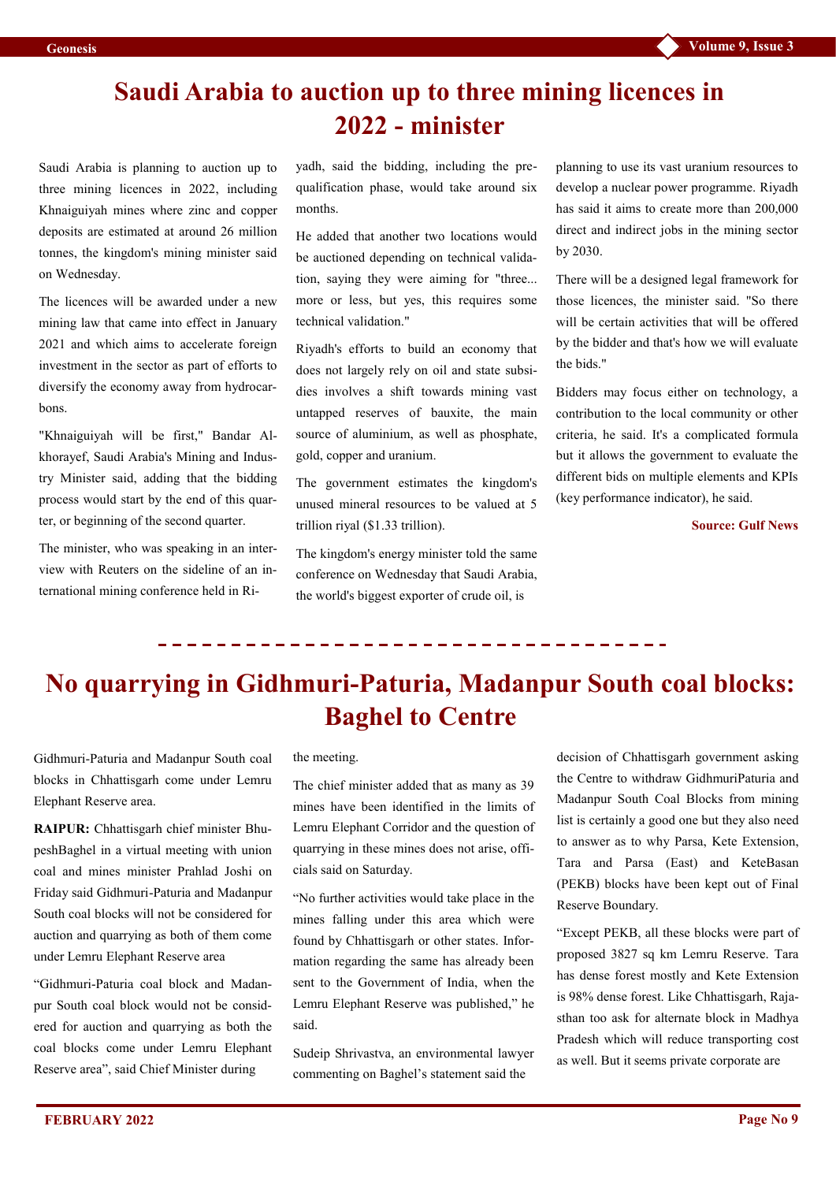# Saudi Arabia to auction up to three mining licences in 2022 - minister

Saudi Arabia is planning to auction up to three mining licences in 2022, including Khnaiguiyah mines where zinc and copper deposits are estimated at around 26 million tonnes, the kingdom's mining minister said on Wednesday.

The licences will be awarded under a new mining law that came into effect in January 2021 and which aims to accelerate foreign investment in the sector as part of efforts to diversify the economy away from hydrocarbons.

"Khnaiguiyah will be first," Bandar Alkhorayef, Saudi Arabia's Mining and Industry Minister said, adding that the bidding process would start by the end of this quarter, or beginning of the second quarter.

The minister, who was speaking in an interview with Reuters on the sideline of an international mining conference held in Riyadh, said the bidding, including the prequalification phase, would take around six months.

He added that another two locations would be auctioned depending on technical validation, saying they were aiming for "three... more or less, but yes, this requires some technical validation."

Riyadh's efforts to build an economy that does not largely rely on oil and state subsidies involves a shift towards mining vast untapped reserves of bauxite, the main source of aluminium, as well as phosphate, gold, copper and uranium.

The government estimates the kingdom's unused mineral resources to be valued at 5 trillion riyal ($1.33 trillion).

The kingdom's energy minister told the same conference on Wednesday that Saudi Arabia, the world's biggest exporter of crude oil, is planning to use its vast uranium resources to develop a nuclear power programme. Riyadh has said it aims to create more than 200,000 direct and indirect jobs in the mining sector by 2030.

There will be a designed legal framework for those licences, the minister said. "So there will be certain activities that will be offered by the bidder and that's how we will evaluate the bids."

Bidders may focus either on technology, a contribution to the local community or other criteria, he said. It's a complicated formula but it allows the government to evaluate the different bids on multiple elements and KPIs (key performance indicator), he said.

**Source: Gulf News**

---

# No quarrying in Gidhmuri-Paturia, Madanpur South coal blocks: Baghel to Centre

Gidhmuri-Paturia and Madanpur South coal blocks in Chhattisgarh come under Lemru Elephant Reserve area.

**RAIPUR:** Chhattisgarh chief minister BhupeshBaghel in a virtual meeting with union coal and mines minister Prahlad Joshi on Friday said Gidhmuri-Paturia and Madanpur South coal blocks will not be considered for auction and quarrying as both of them come under Lemru Elephant Reserve area

"Gidhmuri-Paturia coal block and Madanpur South coal block would not be considered for auction and quarrying as both the coal blocks come under Lemru Elephant Reserve area", said Chief Minister during the meeting.

The chief minister added that as many as 39 mines have been identified in the limits of Lemru Elephant Corridor and the question of quarrying in these mines does not arise, officials said on Saturday.

"No further activities would take place in the mines falling under this area which were found by Chhattisgarh or other states. Information regarding the same has already been sent to the Government of India, when the Lemru Elephant Reserve was published," he said.

Sudeip Shrivastva, an environmental lawyer commenting on Baghel's statement said the decision of Chhattisgarh government asking the Centre to withdraw GidhmuriPaturia and Madanpur South Coal Blocks from mining list is certainly a good one but they also need to answer as to why Parsa, Kete Extension, Tara and Parsa (East) and KeteBasan (PEKB) blocks have been kept out of Final Reserve Boundary.

"Except PEKB, all these blocks were part of proposed 3827 sq km Lemru Reserve. Tara has dense forest mostly and Kete Extension is 98% dense forest. Like Chhattisgarh, Rajasthan too ask for alternate block in Madhya Pradesh which will reduce transporting cost as well. But it seems private corporate are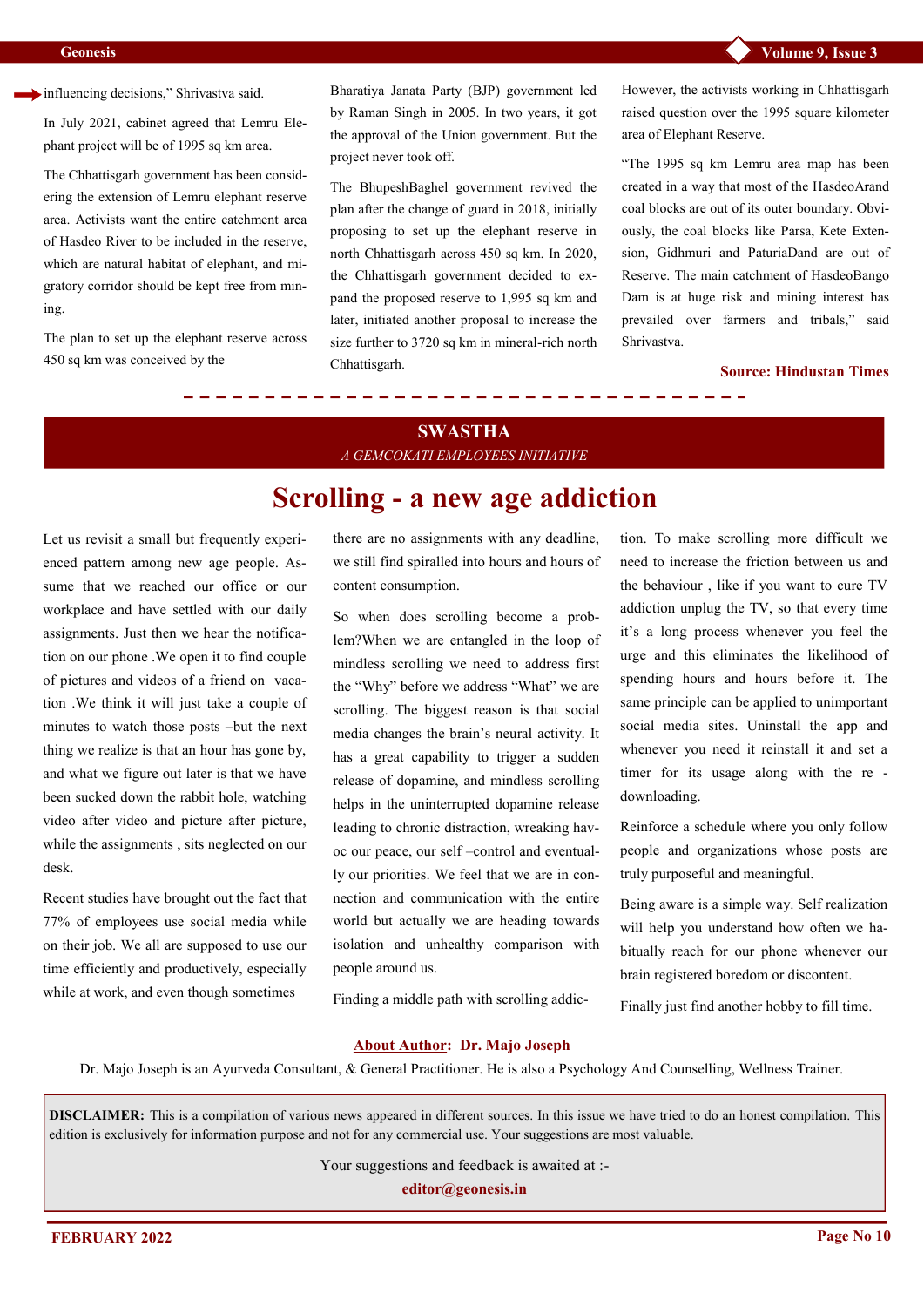influencing decisions," Shrivastva said.

In July 2021, cabinet agreed that Lemru Elephant project will be of 1995 sq km area.

The Chhattisgarh government has been considering the extension of Lemru elephant reserve area. Activists want the entire catchment area of Hasdeo River to be included in the reserve, which are natural habitat of elephant, and migratory corridor should be kept free from mining.

The plan to set up the elephant reserve across 450 sq km was conceived by the Bharatiya Janata Party (BJP) government led by Raman Singh in 2005. In two years, it got the approval of the Union government. But the project never took off.

The BhupeshBaghel government revived the plan after the change of guard in 2018, initially proposing to set up the elephant reserve in north Chhattisgarh across 450 sq km. In 2020, the Chhattisgarh government decided to expand the proposed reserve to 1,995 sq km and later, initiated another proposal to increase the size further to 3720 sq km in mineral-rich north Chhattisgarh.

However, the activists working in Chhattisgarh raised question over the 1995 square kilometer area of Elephant Reserve.

"The 1995 sq km Lemru area map has been created in a way that most of the HasdeoArand coal blocks are out of its outer boundary. Obviously, the coal blocks like Parsa, Kete Extension, Gidhmuri and PaturiaDand are out of Reserve. The main catchment of HasdeoBango Dam is at huge risk and mining interest has prevailed over farmers and tribals," said Shrivastva.

**Source: Hindustan Times**

## SWASTHA

*A GEMCOKATI EMPLOYEES INITIATIVE*

# Scrolling - a new age addiction

Let us revisit a small but frequently experienced pattern among new age people. Assume that we reached our office or our workplace and have settled with our daily assignments. Just then we hear the notification on our phone .We open it to find couple of pictures and videos of a friend on vacation .We think it will just take a couple of minutes to watch those posts –but the next thing we realize is that an hour has gone by, and what we figure out later is that we have been sucked down the rabbit hole, watching video after video and picture after picture, while the assignments , sits neglected on our desk.

Recent studies have brought out the fact that 77% of employees use social media while on their job. We all are supposed to use our time efficiently and productively, especially while at work, and even though sometimes there are no assignments with any deadline, we still find spiralled into hours and hours of content consumption.

So when does scrolling become a problem?When we are entangled in the loop of mindless scrolling we need to address first the "Why" before we address "What" we are scrolling. The biggest reason is that social media changes the brain's neural activity. It has a great capability to trigger a sudden release of dopamine, and mindless scrolling helps in the uninterrupted dopamine release leading to chronic distraction, wreaking havoc our peace, our self –control and eventually our priorities. We feel that we are in connection and communication with the entire world but actually we are heading towards isolation and unhealthy comparison with people around us.

Finding a middle path with scrolling addiction. To make scrolling more difficult we need to increase the friction between us and the behaviour , like if you want to cure TV addiction unplug the TV, so that every time it's a long process whenever you feel the urge and this eliminates the likelihood of spending hours and hours before it. The same principle can be applied to unimportant social media sites. Uninstall the app and whenever you need it reinstall it and set a timer for its usage along with the re - downloading.

Reinforce a schedule where you only follow people and organizations whose posts are truly purposeful and meaningful.

Being aware is a simple way. Self realization will help you understand how often we habitually reach for our phone whenever our brain registered boredom or discontent.

Finally just find another hobby to fill time.

**About Author: Dr. Majo Joseph**

Dr. Majo Joseph is an Ayurveda Consultant, & General Practitioner. He is also a Psychology And Counselling, Wellness Trainer.

**DISCLAIMER:** This is a compilation of various news appeared in different sources. In this issue we have tried to do an honest compilation. This edition is exclusively for information purpose and not for any commercial use. Your suggestions are most valuable.

Your suggestions and feedback is awaited at :-

**editor@geonesis.in**